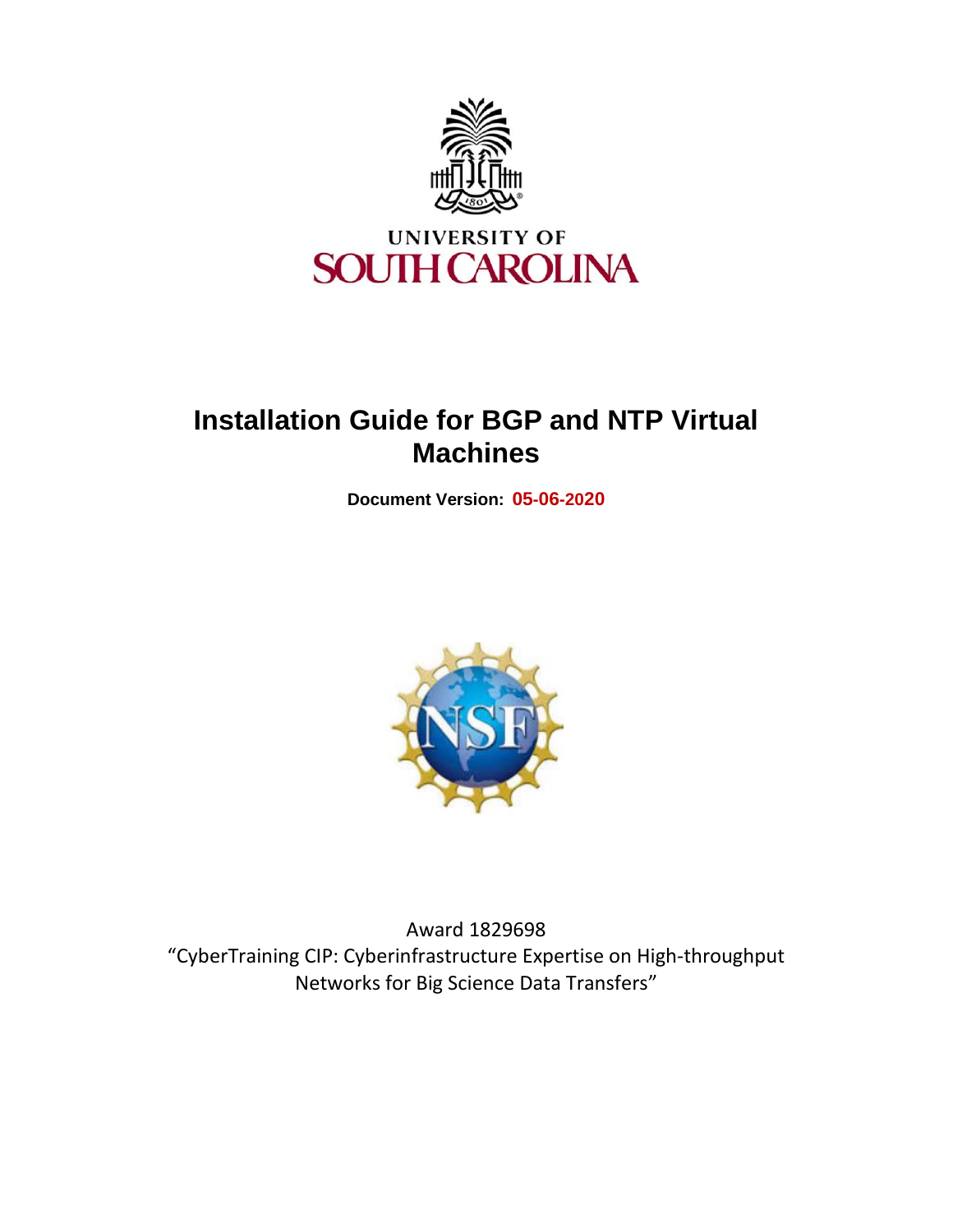UNIVERSITY OF
SOUTH CAROLINA

# Installation Guide for BGP and NTP Virtual Machines

**Document Version: 05-06-2020**

Award 1829698
"CyberTraining CIP: Cyberinfrastructure Expertise on High-throughput Networks for Big Science Data Transfers"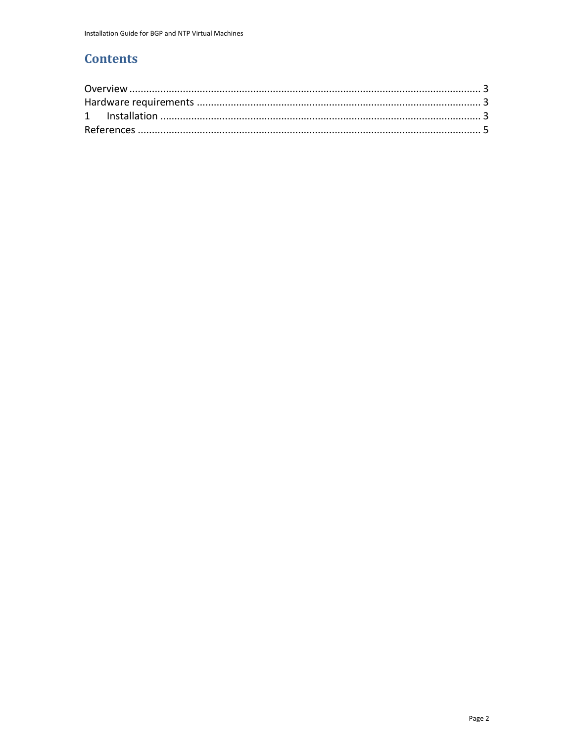# Contents

Overview ........................................................................................................................ 3
Hardware requirements ................................................................................................... 3
1 Installation ................................................................................................................ 3
References ...................................................................................................................... 5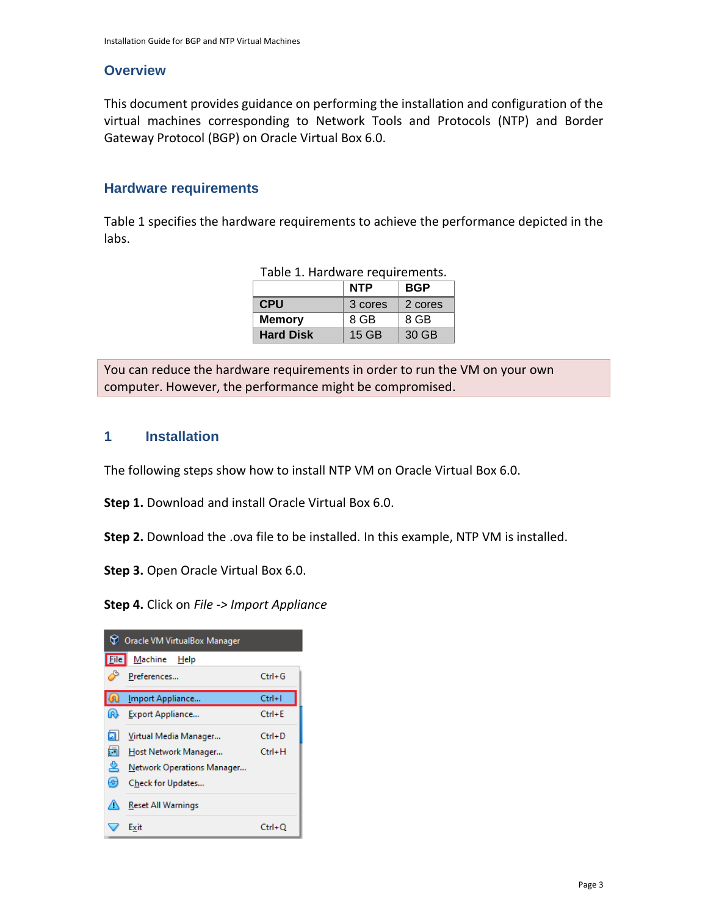## Overview

This document provides guidance on performing the installation and configuration of the virtual machines corresponding to Network Tools and Protocols (NTP) and Border Gateway Protocol (BGP) on Oracle Virtual Box 6.0.

## Hardware requirements

Table 1 specifies the hardware requirements to achieve the performance depicted in the labs.

Table 1. Hardware requirements.

| | NTP | BGP |
|---|---|---|
| **CPU** | 3 cores | 2 cores |
| **Memory** | 8 GB | 8 GB |
| **Hard Disk** | 15 GB | 30 GB |

You can reduce the hardware requirements in order to run the VM on your own computer. However, the performance might be compromised.

## 1 Installation

The following steps show how to install NTP VM on Oracle Virtual Box 6.0.

**Step 1.** Download and install Oracle Virtual Box 6.0.

**Step 2.** Download the .ova file to be installed. In this example, NTP VM is installed.

**Step 3.** Open Oracle Virtual Box 6.0.

**Step 4.** Click on *File -> Import Appliance*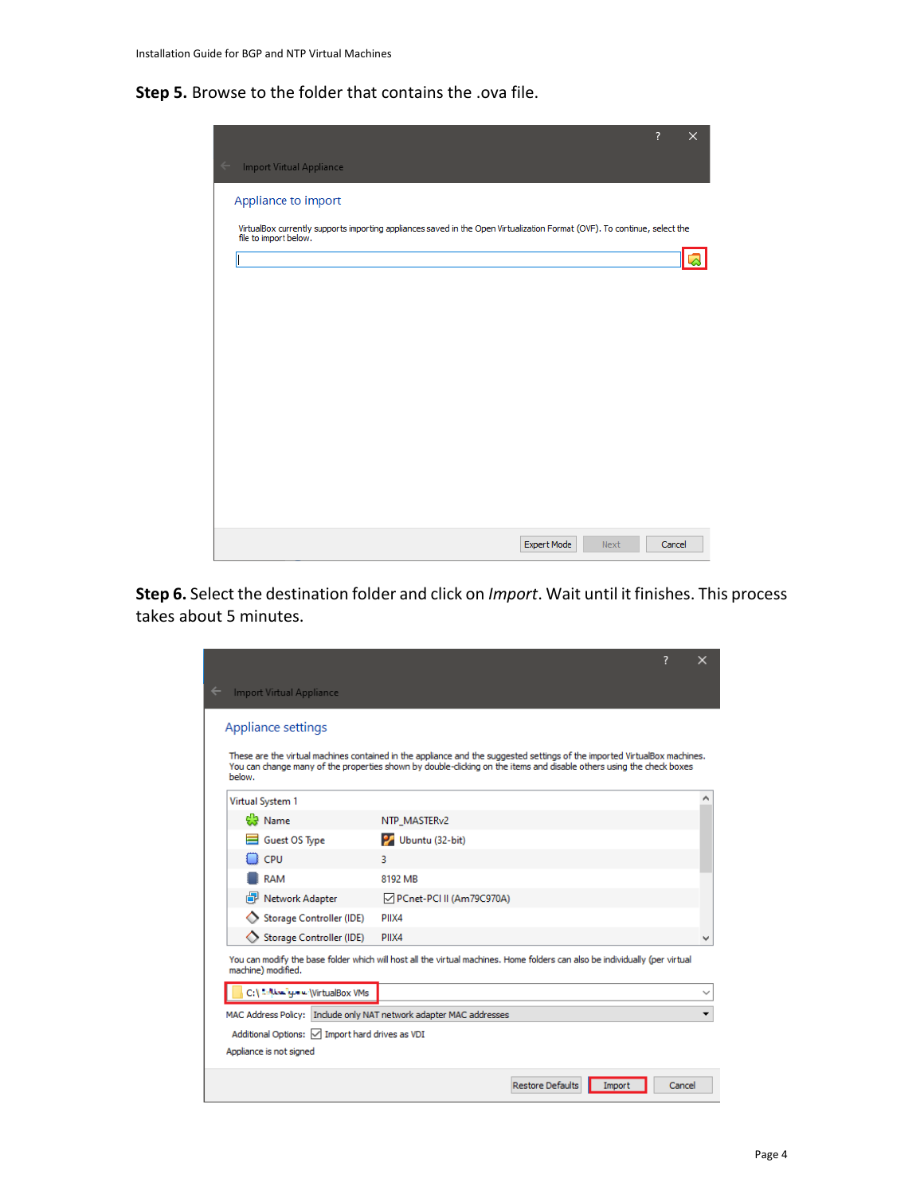**Step 5.** Browse to the folder that contains the .ova file.

**Step 6.** Select the destination folder and click on *Import*. Wait until it finishes. This process takes about 5 minutes.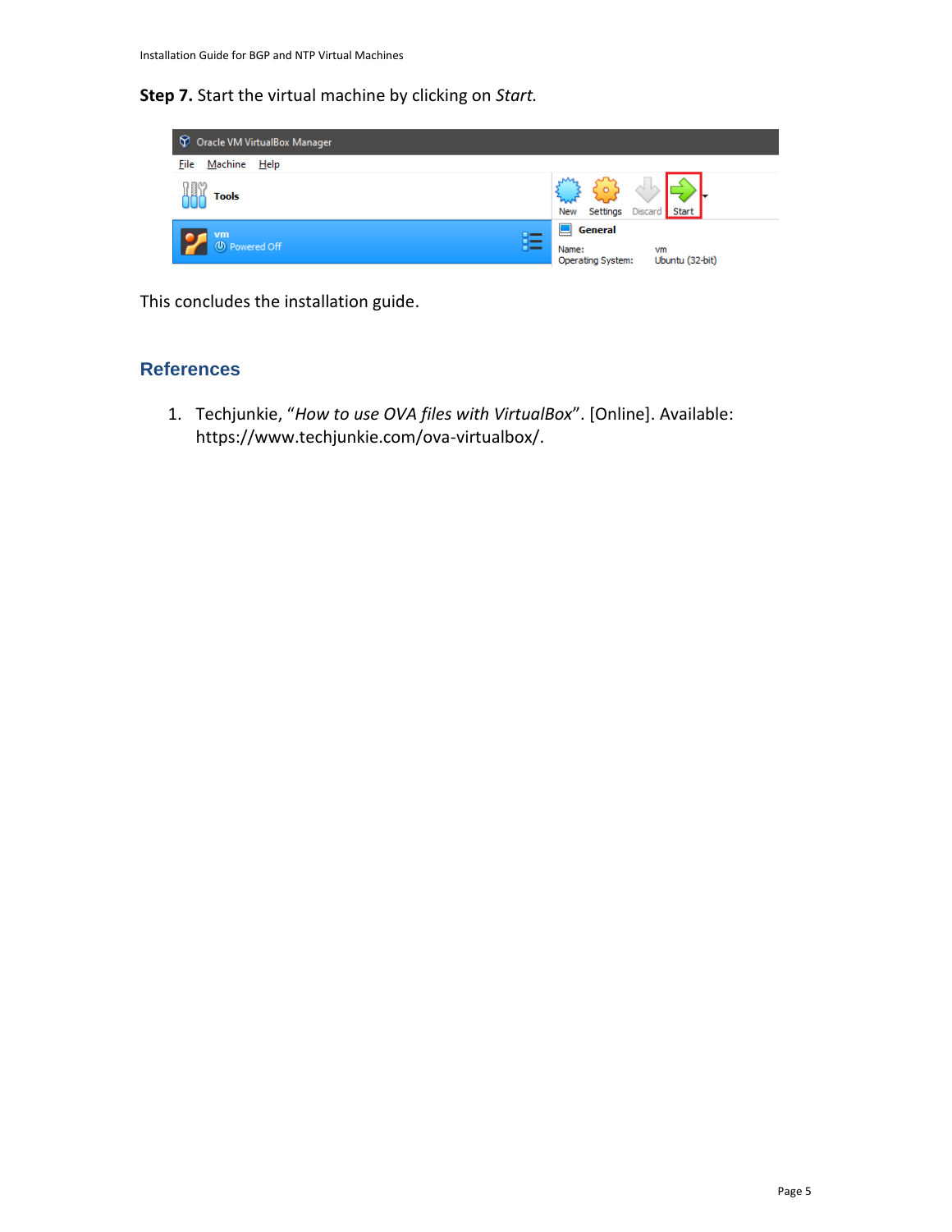**Step 7.** Start the virtual machine by clicking on *Start.*

This concludes the installation guide.

## References

1. Techjunkie, "*How to use OVA files with VirtualBox*". [Online]. Available: https://www.techjunkie.com/ova-virtualbox/.